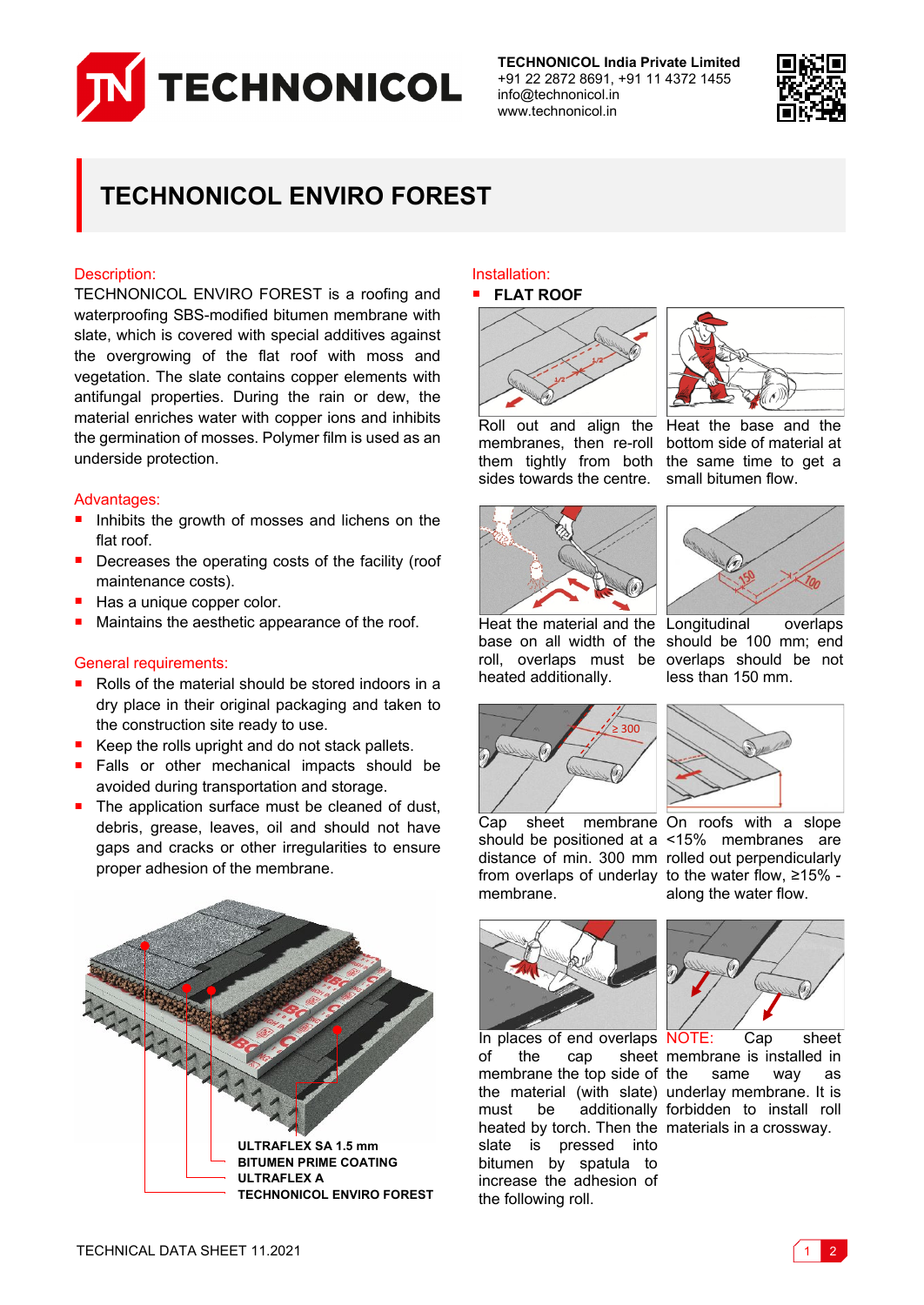**TECHNONICOL India Private Limited**
+91 22 2872 8691, +91 11 4372 1455
info@technonicol.in
www.technonicol.in

# TECHNONICOL ENVIRO FOREST

## Description:

TECHNONICOL ENVIRO FOREST is a roofing and waterproofing SBS-modified bitumen membrane with slate, which is covered with special additives against the overgrowing of the flat roof with moss and vegetation. The slate contains copper elements with antifungal properties. During the rain or dew, the material enriches water with copper ions and inhibits the germination of mosses. Polymer film is used as an underside protection.

## Advantages:

- Inhibits the growth of mosses and lichens on the flat roof.
- Decreases the operating costs of the facility (roof maintenance costs).
- Has a unique copper color.
- Maintains the aesthetic appearance of the roof.

## General requirements:

- Rolls of the material should be stored indoors in a dry place in their original packaging and taken to the construction site ready to use.
- Keep the rolls upright and do not stack pallets.
- Falls or other mechanical impacts should be avoided during transportation and storage.
- The application surface must be cleaned of dust, debris, grease, leaves, oil and should not have gaps and cracks or other irregularities to ensure proper adhesion of the membrane.

**ULTRAFLEX SA 1.5 mm**
**BITUMEN PRIME COATING**
**ULTRAFLEX A**
**TECHNONICOL ENVIRO FOREST**

## Installation:

- **FLAT ROOF**

Roll out and align the membranes, then re-roll them tightly from both sides towards the centre.

Heat the base and the bottom side of material at the same time to get a small bitumen flow.

Heat the material and the base on all width of the roll, overlaps must be heated additionally.

Longitudinal overlaps should be 100 mm; end overlaps should be not less than 150 mm.

Cap sheet membrane should be positioned at a distance of min. 300 mm from overlaps of underlay membrane.

On roofs with a slope <15% membranes are rolled out perpendicularly to the water flow, ≥15% - along the water flow.

In places of end overlaps of the cap sheet membrane the top side of the material (with slate) must be additionally heated by torch. Then the slate is pressed into bitumen by spatula to increase the adhesion of the following roll.

NOTE: Cap sheet membrane is installed in the same way as underlay membrane. It is forbidden to install roll materials in a crossway.

TECHNICAL DATA SHEET 11.2021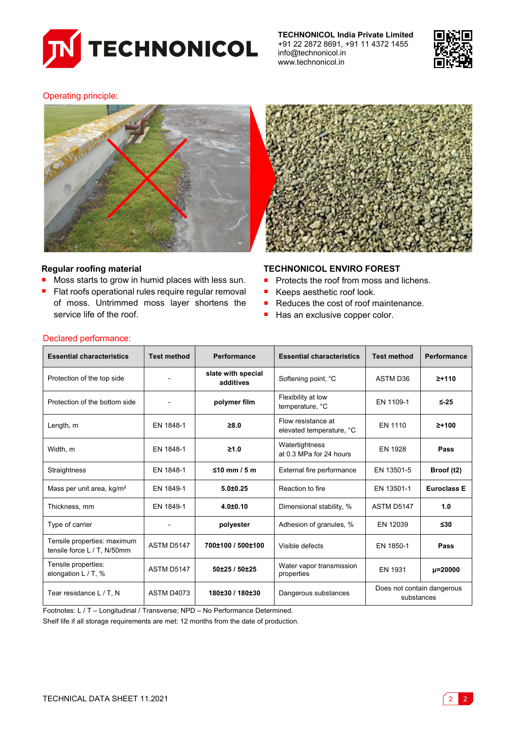TECHNONICOL

**TECHNONICOL India Private Limited**
+91 22 2872 8691, +91 11 4372 1455
info@technonicol.in
www.technonicol.in

## Operating principle:

### Regular roofing material

- Moss starts to grow in humid places with less sun.
- Flat roofs operational rules require regular removal of moss. Untrimmed moss layer shortens the service life of the roof.

### TECHNONICOL ENVIRO FOREST

- Protects the roof from moss and lichens.
- Keeps aesthetic roof look.
- Reduces the cost of roof maintenance.
- Has an exclusive copper color.

## Declared performance:

| Essential characteristics | Test method | Performance | Essential characteristics | Test method | Performance |
|---|---|---|---|---|---|
| Protection of the top side | - | **slate with special additives** | Softening point, °C | ASTM D36 | **≥+110** |
| Protection of the bottom side | - | **polymer film** | Flexibility at low temperature, °C | EN 1109-1 | **≤-25** |
| Length, m | EN 1848-1 | **≥8.0** | Flow resistance at elevated temperature, °C | EN 1110 | **≥+100** |
| Width, m | EN 1848-1 | **≥1.0** | Watertightness at 0.3 MPa for 24 hours | EN 1928 | **Pass** |
| Straightness | EN 1848-1 | **≤10 mm / 5 m** | External fire performance | EN 13501-5 | **Broof (t2)** |
| Mass per unit area, kg/m² | EN 1849-1 | **5.0±0.25** | Reaction to fire | EN 13501-1 | **Euroclass E** |
| Thickness, mm | EN 1849-1 | **4.0±0.10** | Dimensional stability, % | ASTM D5147 | **1.0** |
| Type of carrier | - | **polyester** | Adhesion of granules, % | EN 12039 | **≤30** |
| Tensile properties: maximum tensile force L / T, N/50mm | ASTM D5147 | **700±100 / 500±100** | Visible defects | EN 1850-1 | **Pass** |
| Tensile properties: elongation L / T, % | ASTM D5147 | **50±25 / 50±25** | Water vapor transmission properties | EN 1931 | **μ=20000** |
| Tear resistance L / T, N | ASTM D4073 | **180±30 / 180±30** | Dangerous substances | Does not contain dangerous substances | |

Footnotes: L / T – Longitudinal / Transverse; NPD – No Performance Determined.

Shelf life if all storage requirements are met: 12 months from the date of production.

TECHNICAL DATA SHEET 11.2021